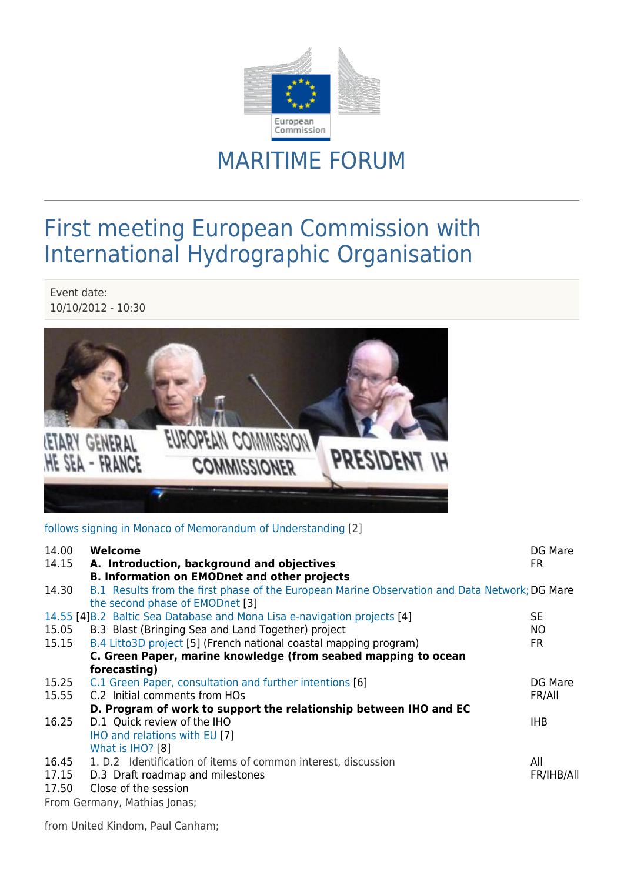MARITIME FORUM

# First meeting European Commission with International Hydrographic Organisation

Event date:
10/10/2012 - 10:30

follows signing in Monaco of Memorandum of Understanding [2]

| | | |
|---|---|---|
| 14.00 | **Welcome** | DG Mare |
| 14.15 | **A. Introduction, background and objectives** | FR |
| | **B. Information on EMODnet and other projects** | |
| 14.30 | B.1 Results from the first phase of the European Marine Observation and Data Network; the second phase of EMODnet [3] | DG Mare |
| 14.55 [4] | B.2 Baltic Sea Database and Mona Lisa e-navigation projects [4] | SE |
| 15.05 | B.3 Blast (Bringing Sea and Land Together) project | NO |
| 15.15 | B.4 Litto3D project [5] (French national coastal mapping program) | FR |
| | **C. Green Paper, marine knowledge (from seabed mapping to ocean forecasting)** | |
| 15.25 | C.1 Green Paper, consultation and further intentions [6] | DG Mare |
| 15.55 | C.2 Initial comments from HOs | FR/All |
| | **D. Program of work to support the relationship between IHO and EC** | |
| 16.25 | D.1 Quick review of the IHO<br>IHO and relations with EU [7]<br>What is IHO? [8] | IHB |
| 16.45 | 1. D.2 Identification of items of common interest, discussion | All |
| 17.15 | D.3 Draft roadmap and milestones | FR/IHB/All |
| 17.50 | Close of the session | |

From Germany, Mathias Jonas;

from United Kindom, Paul Canham;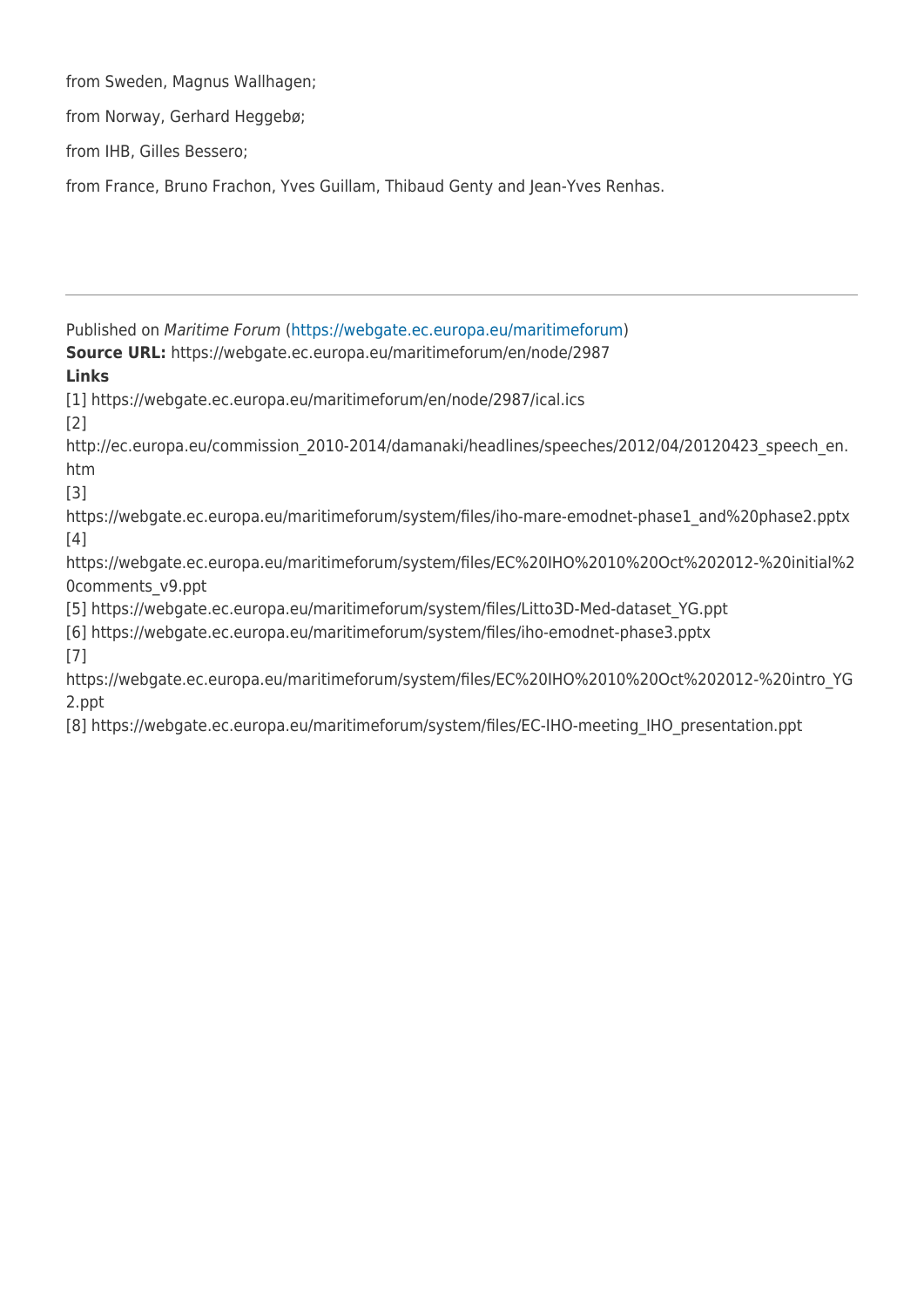from Sweden, Magnus Wallhagen;

from Norway, Gerhard Heggebø;

from IHB, Gilles Bessero;

from France, Bruno Frachon, Yves Guillam, Thibaud Genty and Jean-Yves Renhas.

---

Published on *Maritime Forum* (https://webgate.ec.europa.eu/maritimeforum)
**Source URL:** https://webgate.ec.europa.eu/maritimeforum/en/node/2987
**Links**
[1] https://webgate.ec.europa.eu/maritimeforum/en/node/2987/ical.ics
[2] http://ec.europa.eu/commission_2010-2014/damanaki/headlines/speeches/2012/04/20120423_speech_en.htm
[3] https://webgate.ec.europa.eu/maritimeforum/system/files/iho-mare-emodnet-phase1_and%20phase2.pptx
[4] https://webgate.ec.europa.eu/maritimeforum/system/files/EC%20IHO%2010%20Oct%202012-%20initial%20comments_v9.ppt
[5] https://webgate.ec.europa.eu/maritimeforum/system/files/Litto3D-Med-dataset_YG.ppt
[6] https://webgate.ec.europa.eu/maritimeforum/system/files/iho-emodnet-phase3.pptx
[7] https://webgate.ec.europa.eu/maritimeforum/system/files/EC%20IHO%2010%20Oct%202012-%20intro_YG2.ppt
[8] https://webgate.ec.europa.eu/maritimeforum/system/files/EC-IHO-meeting_IHO_presentation.ppt